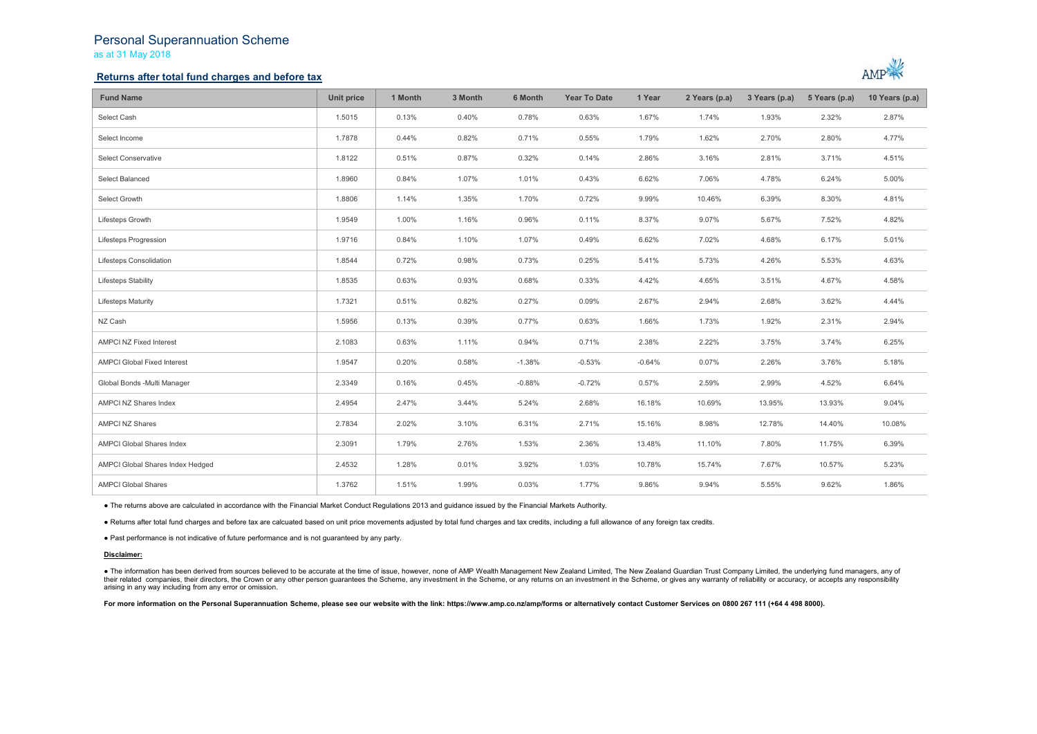# Personal Superannuation Scheme

as at 31 May 2018

## Returns after total fund charges and before tax

| Fund Name | Unit price | 1 Month | 3 Month | 6 Month | Year To Date | 1 Year | 2 Years (p.a) | 3 Years (p.a) | 5 Years (p.a) | 10 Years (p.a) |
|---|---|---|---|---|---|---|---|---|---|---|
| Select Cash | 1.5015 | 0.13% | 0.40% | 0.78% | 0.63% | 1.67% | 1.74% | 1.93% | 2.32% | 2.87% |
| Select Income | 1.7878 | 0.44% | 0.82% | 0.71% | 0.55% | 1.79% | 1.62% | 2.70% | 2.80% | 4.77% |
| Select Conservative | 1.8122 | 0.51% | 0.87% | 0.32% | 0.14% | 2.86% | 3.16% | 2.81% | 3.71% | 4.51% |
| Select Balanced | 1.8960 | 0.84% | 1.07% | 1.01% | 0.43% | 6.62% | 7.06% | 4.78% | 6.24% | 5.00% |
| Select Growth | 1.8806 | 1.14% | 1.35% | 1.70% | 0.72% | 9.99% | 10.46% | 6.39% | 8.30% | 4.81% |
| Lifesteps Growth | 1.9549 | 1.00% | 1.16% | 0.96% | 0.11% | 8.37% | 9.07% | 5.67% | 7.52% | 4.82% |
| Lifesteps Progression | 1.9716 | 0.84% | 1.10% | 1.07% | 0.49% | 6.62% | 7.02% | 4.68% | 6.17% | 5.01% |
| Lifesteps Consolidation | 1.8544 | 0.72% | 0.98% | 0.73% | 0.25% | 5.41% | 5.73% | 4.26% | 5.53% | 4.63% |
| Lifesteps Stability | 1.8535 | 0.63% | 0.93% | 0.68% | 0.33% | 4.42% | 4.65% | 3.51% | 4.67% | 4.58% |
| Lifesteps Maturity | 1.7321 | 0.51% | 0.82% | 0.27% | 0.09% | 2.67% | 2.94% | 2.68% | 3.62% | 4.44% |
| NZ Cash | 1.5956 | 0.13% | 0.39% | 0.77% | 0.63% | 1.66% | 1.73% | 1.92% | 2.31% | 2.94% |
| AMPCI NZ Fixed Interest | 2.1083 | 0.63% | 1.11% | 0.94% | 0.71% | 2.38% | 2.22% | 3.75% | 3.74% | 6.25% |
| AMPCI Global Fixed Interest | 1.9547 | 0.20% | 0.58% | -1.38% | -0.53% | -0.64% | 0.07% | 2.26% | 3.76% | 5.18% |
| Global Bonds -Multi Manager | 2.3349 | 0.16% | 0.45% | -0.88% | -0.72% | 0.57% | 2.59% | 2.99% | 4.52% | 6.64% |
| AMPCI NZ Shares Index | 2.4954 | 2.47% | 3.44% | 5.24% | 2.68% | 16.18% | 10.69% | 13.95% | 13.93% | 9.04% |
| AMPCI NZ Shares | 2.7834 | 2.02% | 3.10% | 6.31% | 2.71% | 15.16% | 8.98% | 12.78% | 14.40% | 10.08% |
| AMPCI Global Shares Index | 2.3091 | 1.79% | 2.76% | 1.53% | 2.36% | 13.48% | 11.10% | 7.80% | 11.75% | 6.39% |
| AMPCI Global Shares Index Hedged | 2.4532 | 1.28% | 0.01% | 3.92% | 1.03% | 10.78% | 15.74% | 7.67% | 10.57% | 5.23% |
| AMPCI Global Shares | 1.3762 | 1.51% | 1.99% | 0.03% | 1.77% | 9.86% | 9.94% | 5.55% | 9.62% | 1.86% |

● The returns above are calculated in accordance with the Financial Market Conduct Regulations 2013 and guidance issued by the Financial Markets Authority.

● Returns after total fund charges and before tax are calcuated based on unit price movements adjusted by total fund charges and tax credits, including a full allowance of any foreign tax credits.

● Past performance is not indicative of future performance and is not guaranteed by any party.

**Disclaimer:**

● The information has been derived from sources believed to be accurate at the time of issue, however, none of AMP Wealth Management New Zealand Limited, The New Zealand Guardian Trust Company Limited, the underlying fund managers, any of their related companies, their directors, the Crown or any other person guarantees the Scheme, any investment in the Scheme, or any returns on an investment in the Scheme, or gives any warranty of reliability or accuracy, or accepts any responsibility arising in any way including from any error or omission.

**For more information on the Personal Superannuation Scheme, please see our website with the link: https://www.amp.co.nz/amp/forms or alternatively contact Customer Services on 0800 267 111 (+64 4 498 8000).**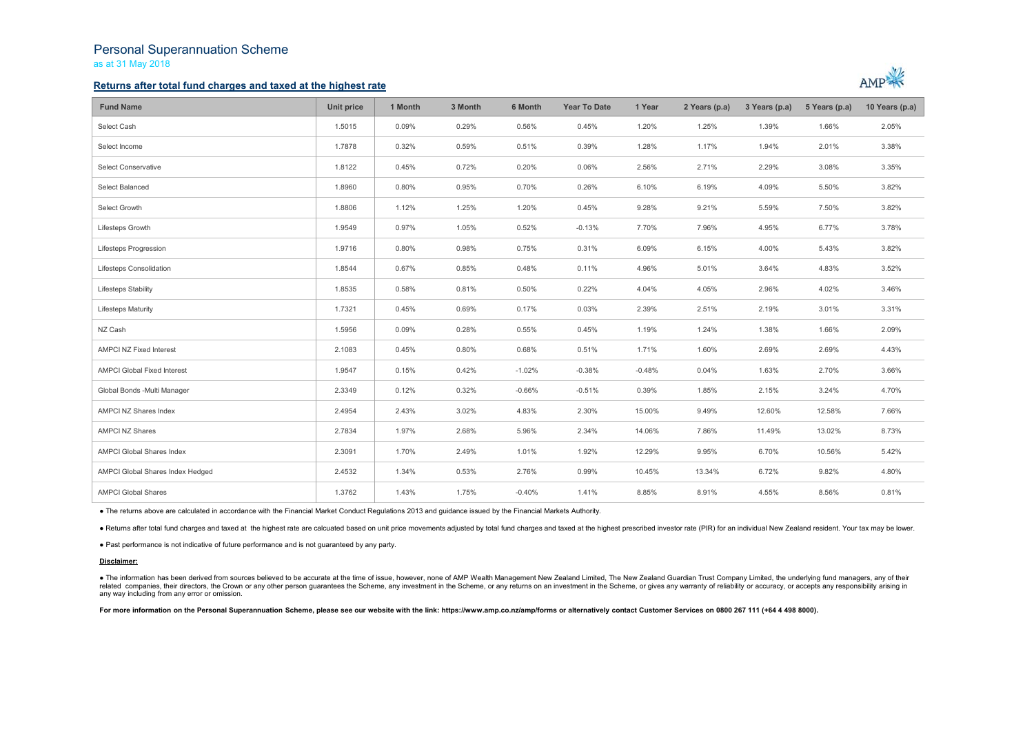# Personal Superannuation Scheme

as at 31 May 2018

## Returns after total fund charges and taxed at the highest rate

| Fund Name | Unit price | 1 Month | 3 Month | 6 Month | Year To Date | 1 Year | 2 Years (p.a) | 3 Years (p.a) | 5 Years (p.a) | 10 Years (p.a) |
|---|---|---|---|---|---|---|---|---|---|---|
| Select Cash | 1.5015 | 0.09% | 0.29% | 0.56% | 0.45% | 1.20% | 1.25% | 1.39% | 1.66% | 2.05% |
| Select Income | 1.7878 | 0.32% | 0.59% | 0.51% | 0.39% | 1.28% | 1.17% | 1.94% | 2.01% | 3.38% |
| Select Conservative | 1.8122 | 0.45% | 0.72% | 0.20% | 0.06% | 2.56% | 2.71% | 2.29% | 3.08% | 3.35% |
| Select Balanced | 1.8960 | 0.80% | 0.95% | 0.70% | 0.26% | 6.10% | 6.19% | 4.09% | 5.50% | 3.82% |
| Select Growth | 1.8806 | 1.12% | 1.25% | 1.20% | 0.45% | 9.28% | 9.21% | 5.59% | 7.50% | 3.82% |
| Lifesteps Growth | 1.9549 | 0.97% | 1.05% | 0.52% | -0.13% | 7.70% | 7.96% | 4.95% | 6.77% | 3.78% |
| Lifesteps Progression | 1.9716 | 0.80% | 0.98% | 0.75% | 0.31% | 6.09% | 6.15% | 4.00% | 5.43% | 3.82% |
| Lifesteps Consolidation | 1.8544 | 0.67% | 0.85% | 0.48% | 0.11% | 4.96% | 5.01% | 3.64% | 4.83% | 3.52% |
| Lifesteps Stability | 1.8535 | 0.58% | 0.81% | 0.50% | 0.22% | 4.04% | 4.05% | 2.96% | 4.02% | 3.46% |
| Lifesteps Maturity | 1.7321 | 0.45% | 0.69% | 0.17% | 0.03% | 2.39% | 2.51% | 2.19% | 3.01% | 3.31% |
| NZ Cash | 1.5956 | 0.09% | 0.28% | 0.55% | 0.45% | 1.19% | 1.24% | 1.38% | 1.66% | 2.09% |
| AMPCI NZ Fixed Interest | 2.1083 | 0.45% | 0.80% | 0.68% | 0.51% | 1.71% | 1.60% | 2.69% | 2.69% | 4.43% |
| AMPCI Global Fixed Interest | 1.9547 | 0.15% | 0.42% | -1.02% | -0.38% | -0.48% | 0.04% | 1.63% | 2.70% | 3.66% |
| Global Bonds -Multi Manager | 2.3349 | 0.12% | 0.32% | -0.66% | -0.51% | 0.39% | 1.85% | 2.15% | 3.24% | 4.70% |
| AMPCI NZ Shares Index | 2.4954 | 2.43% | 3.02% | 4.83% | 2.30% | 15.00% | 9.49% | 12.60% | 12.58% | 7.66% |
| AMPCI NZ Shares | 2.7834 | 1.97% | 2.68% | 5.96% | 2.34% | 14.06% | 7.86% | 11.49% | 13.02% | 8.73% |
| AMPCI Global Shares Index | 2.3091 | 1.70% | 2.49% | 1.01% | 1.92% | 12.29% | 9.95% | 6.70% | 10.56% | 5.42% |
| AMPCI Global Shares Index Hedged | 2.4532 | 1.34% | 0.53% | 2.76% | 0.99% | 10.45% | 13.34% | 6.72% | 9.82% | 4.80% |
| AMPCI Global Shares | 1.3762 | 1.43% | 1.75% | -0.40% | 1.41% | 8.85% | 8.91% | 4.55% | 8.56% | 0.81% |

- The returns above are calculated in accordance with the Financial Market Conduct Regulations 2013 and guidance issued by the Financial Markets Authority.
- Returns after total fund charges and taxed at the highest rate are calcuated based on unit price movements adjusted by total fund charges and taxed at the highest prescribed investor rate (PIR) for an individual New Zealand resident. Your tax may be lower.
- Past performance is not indicative of future performance and is not guaranteed by any party.

**Disclaimer:**

- The information has been derived from sources believed to be accurate at the time of issue, however, none of AMP Wealth Management New Zealand Limited, The New Zealand Guardian Trust Company Limited, the underlying fund managers, any of their related companies, their directors, the Crown or any other person guarantees the Scheme, any investment in the Scheme, or any returns on an investment in the Scheme, or gives any warranty of reliability or accuracy, or accepts any responsibility arising in any way including from any error or omission.

**For more information on the Personal Superannuation Scheme, please see our website with the link: https://www.amp.co.nz/amp/forms or alternatively contact Customer Services on 0800 267 111 (+64 4 498 8000).**